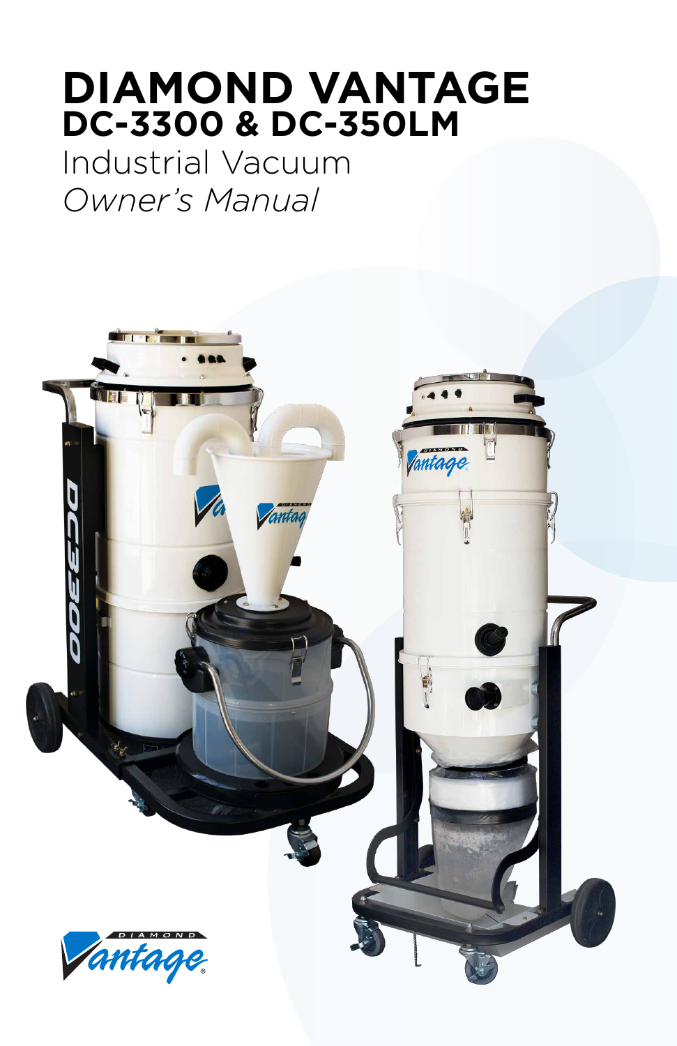# DIAMOND VANTAGE
## DC-3300 & DC-350LM

Industrial Vacuum

*Owner's Manual*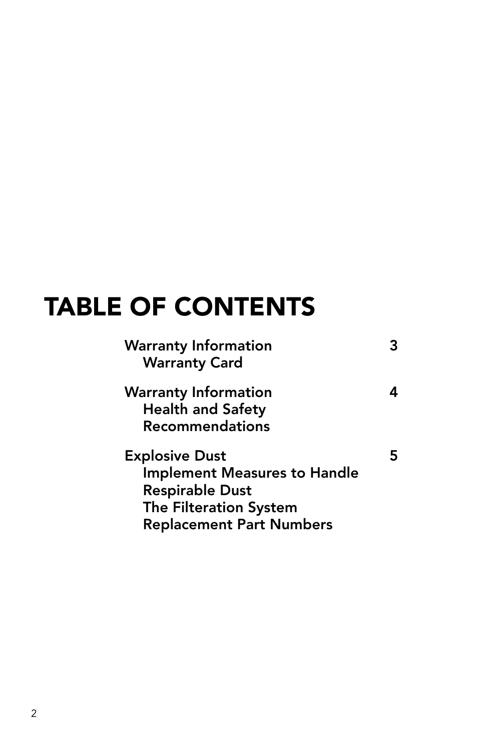# TABLE OF CONTENTS

| | |
|---|---|
| Warranty Information<br>Warranty Card | 3 |
| Warranty Information<br>Health and Safety Recommendations | 4 |
| Explosive Dust<br>Implement Measures to Handle Respirable Dust<br>The Filteration System<br>Replacement Part Numbers | 5 |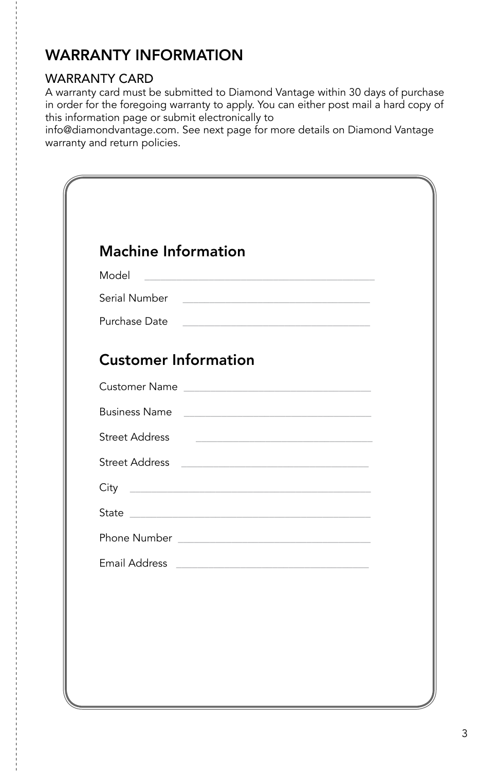# WARRANTY INFORMATION

## WARRANTY CARD

A warranty card must be submitted to Diamond Vantage within 30 days of purchase in order for the foregoing warranty to apply. You can either post mail a hard copy of this information page or submit electronically to info@diamondvantage.com. See next page for more details on Diamond Vantage warranty and return policies.

### Machine Information

Model \_\_\_\_\_\_\_\_\_\_\_\_\_\_\_\_\_\_\_\_\_\_\_\_\_\_\_\_\_\_\_\_\_\_\_\_\_\_\_\_

Serial Number \_\_\_\_\_\_\_\_\_\_\_\_\_\_\_\_\_\_\_\_\_\_\_\_\_\_\_\_\_\_\_\_\_\_

Purchase Date \_\_\_\_\_\_\_\_\_\_\_\_\_\_\_\_\_\_\_\_\_\_\_\_\_\_\_\_\_\_\_\_\_\_

### Customer Information

Customer Name \_\_\_\_\_\_\_\_\_\_\_\_\_\_\_\_\_\_\_\_\_\_\_\_\_\_\_\_\_\_\_\_\_\_

Business Name \_\_\_\_\_\_\_\_\_\_\_\_\_\_\_\_\_\_\_\_\_\_\_\_\_\_\_\_\_\_\_\_\_\_

Street Address \_\_\_\_\_\_\_\_\_\_\_\_\_\_\_\_\_\_\_\_\_\_\_\_\_\_\_\_\_\_\_\_\_\_

Street Address \_\_\_\_\_\_\_\_\_\_\_\_\_\_\_\_\_\_\_\_\_\_\_\_\_\_\_\_\_\_\_\_\_\_

City \_\_\_\_\_\_\_\_\_\_\_\_\_\_\_\_\_\_\_\_\_\_\_\_\_\_\_\_\_\_\_\_\_\_\_\_\_\_\_\_\_\_

State \_\_\_\_\_\_\_\_\_\_\_\_\_\_\_\_\_\_\_\_\_\_\_\_\_\_\_\_\_\_\_\_\_\_\_\_\_\_\_\_\_\_

Phone Number \_\_\_\_\_\_\_\_\_\_\_\_\_\_\_\_\_\_\_\_\_\_\_\_\_\_\_\_\_\_\_\_\_\_

Email Address \_\_\_\_\_\_\_\_\_\_\_\_\_\_\_\_\_\_\_\_\_\_\_\_\_\_\_\_\_\_\_\_\_\_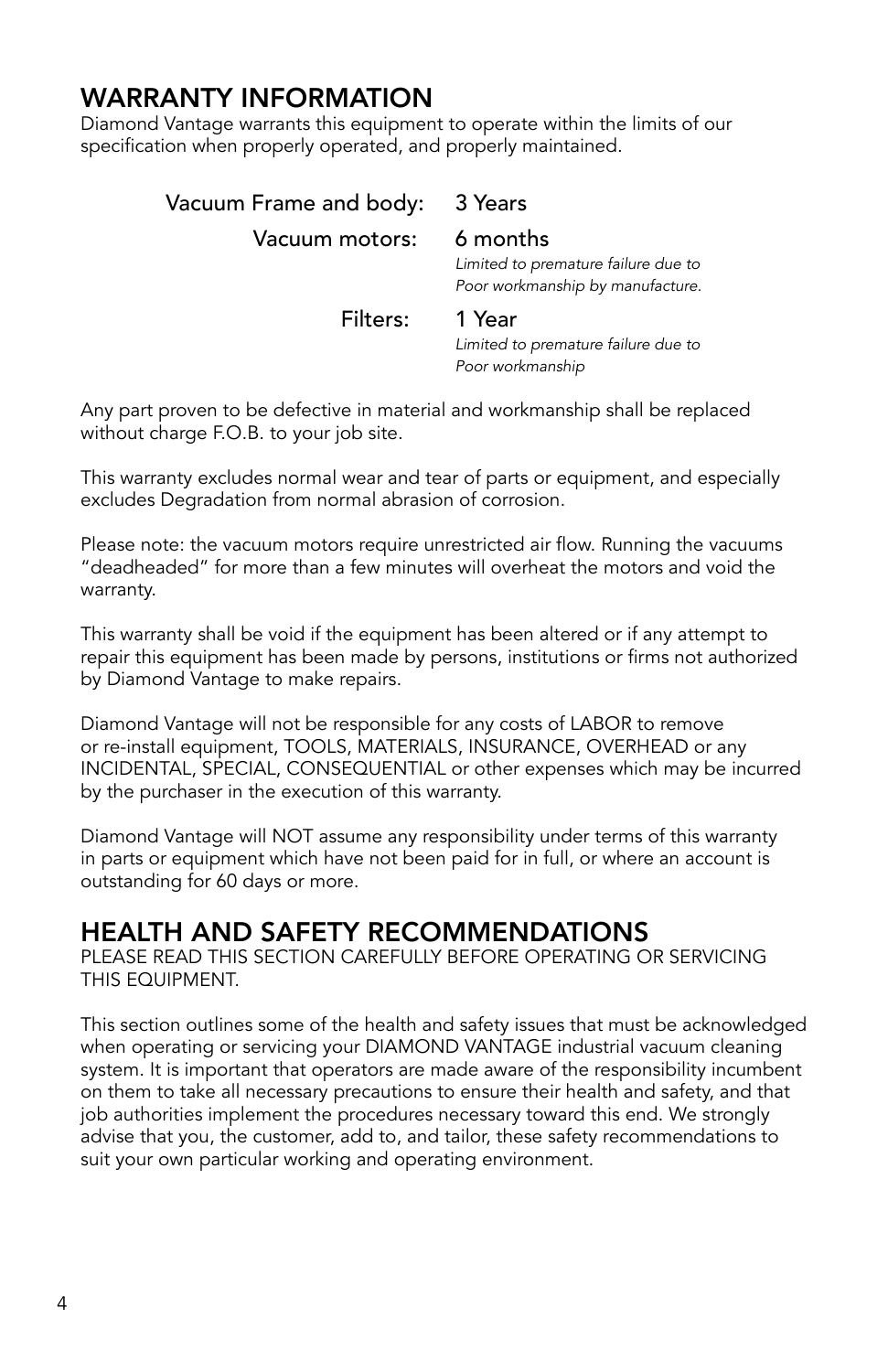## WARRANTY INFORMATION

Diamond Vantage warrants this equipment to operate within the limits of our specification when properly operated, and properly maintained.

| | |
|---|---|
| Vacuum Frame and body: | 3 Years |
| Vacuum motors: | 6 months<br>*Limited to premature failure due to Poor workmanship by manufacture.* |
| Filters: | 1 Year<br>*Limited to premature failure due to Poor workmanship* |

Any part proven to be defective in material and workmanship shall be replaced without charge F.O.B. to your job site.

This warranty excludes normal wear and tear of parts or equipment, and especially excludes Degradation from normal abrasion of corrosion.

Please note: the vacuum motors require unrestricted air flow. Running the vacuums "deadheaded" for more than a few minutes will overheat the motors and void the warranty.

This warranty shall be void if the equipment has been altered or if any attempt to repair this equipment has been made by persons, institutions or firms not authorized by Diamond Vantage to make repairs.

Diamond Vantage will not be responsible for any costs of LABOR to remove or re-install equipment, TOOLS, MATERIALS, INSURANCE, OVERHEAD or any INCIDENTAL, SPECIAL, CONSEQUENTIAL or other expenses which may be incurred by the purchaser in the execution of this warranty.

Diamond Vantage will NOT assume any responsibility under terms of this warranty in parts or equipment which have not been paid for in full, or where an account is outstanding for 60 days or more.

## HEALTH AND SAFETY RECOMMENDATIONS

PLEASE READ THIS SECTION CAREFULLY BEFORE OPERATING OR SERVICING THIS EQUIPMENT.

This section outlines some of the health and safety issues that must be acknowledged when operating or servicing your DIAMOND VANTAGE industrial vacuum cleaning system. It is important that operators are made aware of the responsibility incumbent on them to take all necessary precautions to ensure their health and safety, and that job authorities implement the procedures necessary toward this end. We strongly advise that you, the customer, add to, and tailor, these safety recommendations to suit your own particular working and operating environment.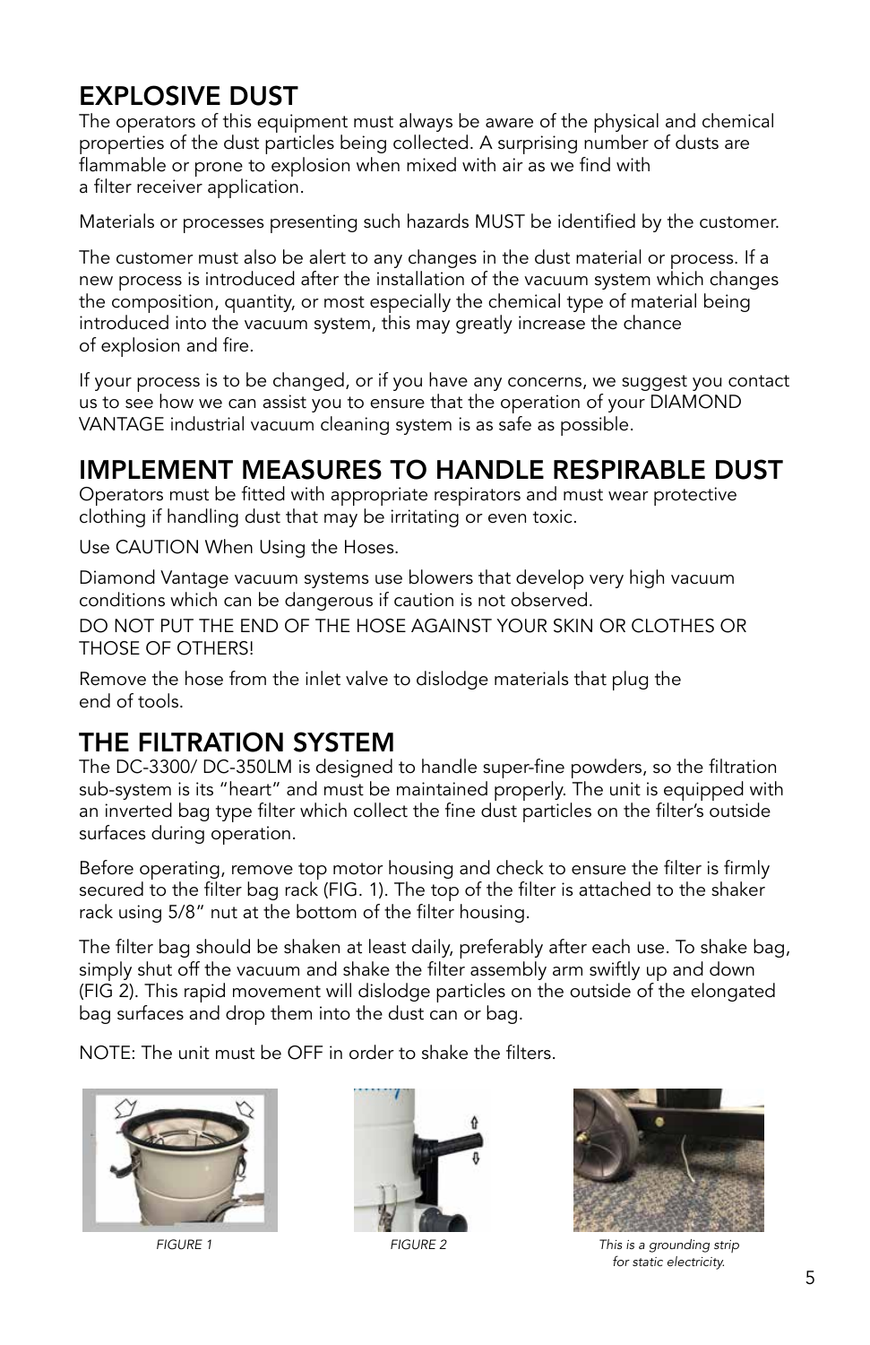## EXPLOSIVE DUST

The operators of this equipment must always be aware of the physical and chemical properties of the dust particles being collected. A surprising number of dusts are flammable or prone to explosion when mixed with air as we find with a filter receiver application.

Materials or processes presenting such hazards MUST be identified by the customer.

The customer must also be alert to any changes in the dust material or process. If a new process is introduced after the installation of the vacuum system which changes the composition, quantity, or most especially the chemical type of material being introduced into the vacuum system, this may greatly increase the chance of explosion and fire.

If your process is to be changed, or if you have any concerns, we suggest you contact us to see how we can assist you to ensure that the operation of your DIAMOND VANTAGE industrial vacuum cleaning system is as safe as possible.

## IMPLEMENT MEASURES TO HANDLE RESPIRABLE DUST

Operators must be fitted with appropriate respirators and must wear protective clothing if handling dust that may be irritating or even toxic.

Use CAUTION When Using the Hoses.

Diamond Vantage vacuum systems use blowers that develop very high vacuum conditions which can be dangerous if caution is not observed.

DO NOT PUT THE END OF THE HOSE AGAINST YOUR SKIN OR CLOTHES OR THOSE OF OTHERS!

Remove the hose from the inlet valve to dislodge materials that plug the end of tools.

## THE FILTRATION SYSTEM

The DC-3300/ DC-350LM is designed to handle super-fine powders, so the filtration sub-system is its "heart" and must be maintained properly. The unit is equipped with an inverted bag type filter which collect the fine dust particles on the filter's outside surfaces during operation.

Before operating, remove top motor housing and check to ensure the filter is firmly secured to the filter bag rack (FIG. 1). The top of the filter is attached to the shaker rack using 5/8" nut at the bottom of the filter housing.

The filter bag should be shaken at least daily, preferably after each use. To shake bag, simply shut off the vacuum and shake the filter assembly arm swiftly up and down (FIG 2). This rapid movement will dislodge particles on the outside of the elongated bag surfaces and drop them into the dust can or bag.

NOTE: The unit must be OFF in order to shake the filters.

*FIGURE 1*

*FIGURE 2*

*This is a grounding strip for static electricity.*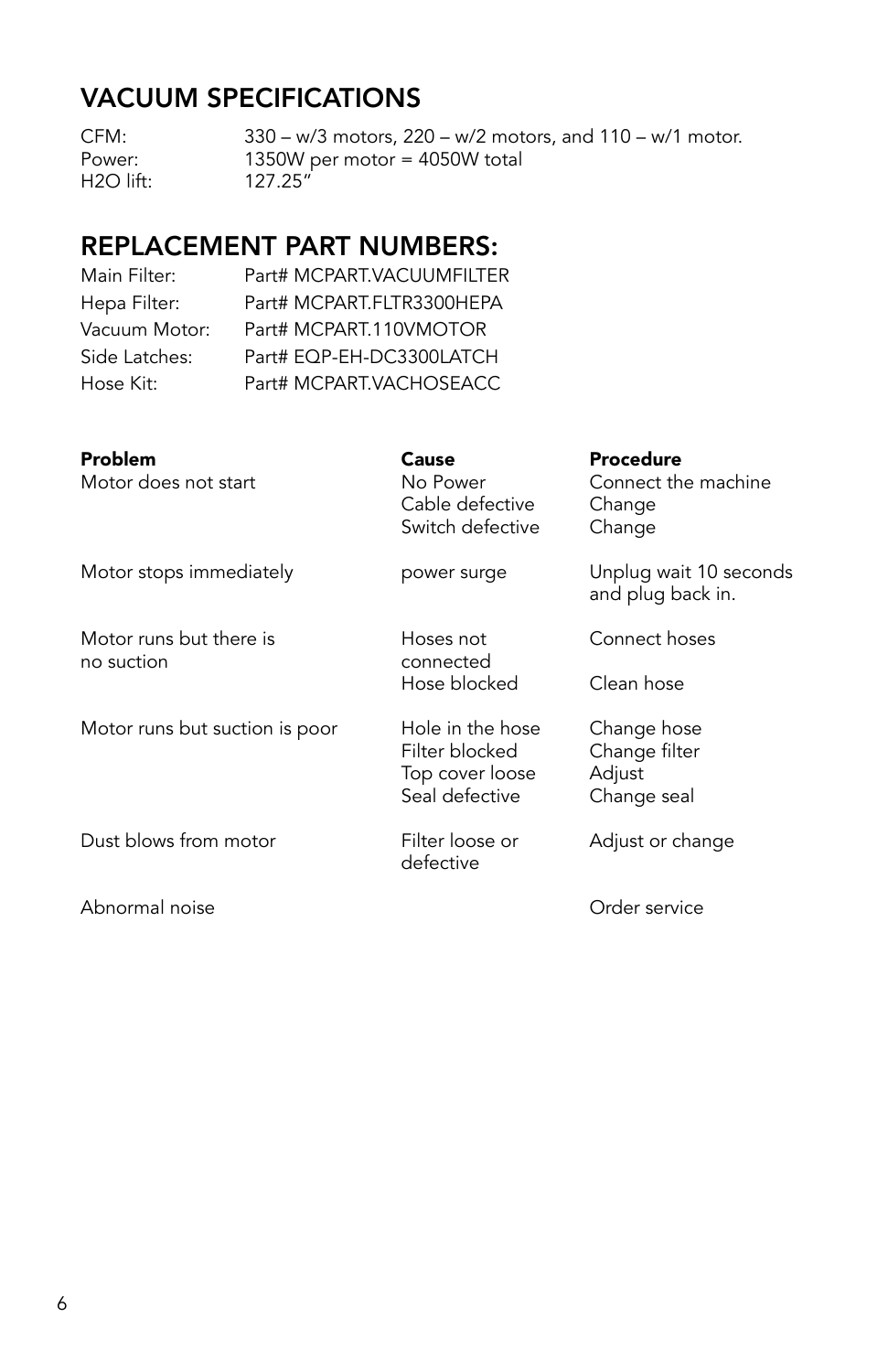## VACUUM SPECIFICATIONS

| | |
|---|---|
| CFM: | 330 – w/3 motors, 220 – w/2 motors, and 110 – w/1 motor. |
| Power: | 1350W per motor = 4050W total |
| H2O lift: | 127.25″ |

## REPLACEMENT PART NUMBERS:

| | |
|---|---|
| Main Filter: | Part# MCPART.VACUUMFILTER |
| Hepa Filter: | Part# MCPART.FLTR3300HEPA |
| Vacuum Motor: | Part# MCPART.110VMOTOR |
| Side Latches: | Part# EQP-EH-DC3300LATCH |
| Hose Kit: | Part# MCPART.VACHOSEACC |

| Problem | Cause | Procedure |
|---|---|---|
| Motor does not start | No Power | Connect the machine |
| | Cable defective | Change |
| | Switch defective | Change |
| Motor stops immediately | power surge | Unplug wait 10 seconds and plug back in. |
| Motor runs but there is no suction | Hoses not connected | Connect hoses |
| | Hose blocked | Clean hose |
| Motor runs but suction is poor | Hole in the hose | Change hose |
| | Filter blocked | Change filter |
| | Top cover loose | Adjust |
| | Seal defective | Change seal |
| Dust blows from motor | Filter loose or defective | Adjust or change |
| Abnormal noise | | Order service |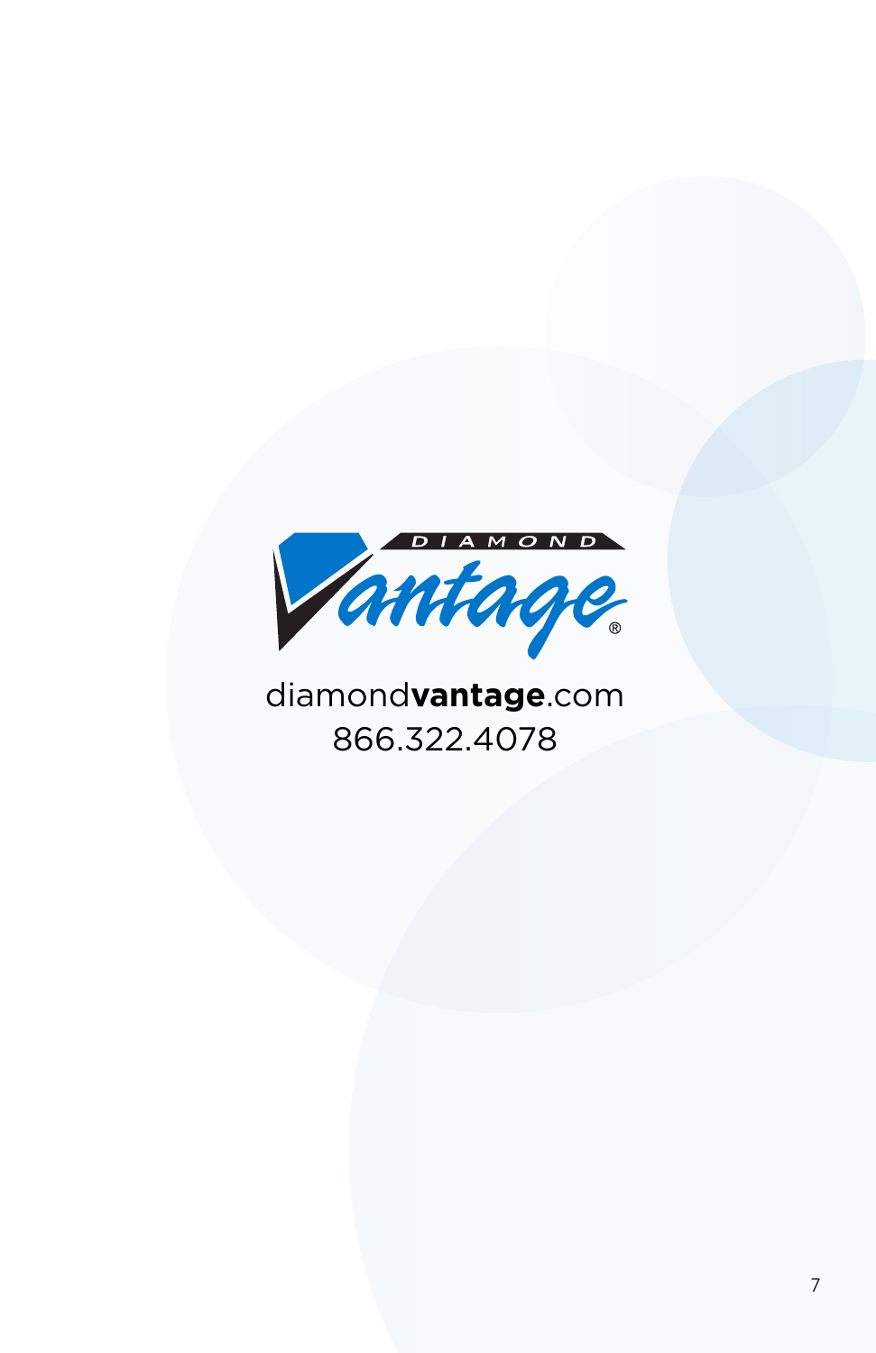DIAMOND Vantage®

diamond**vantage**.com
866.322.4078